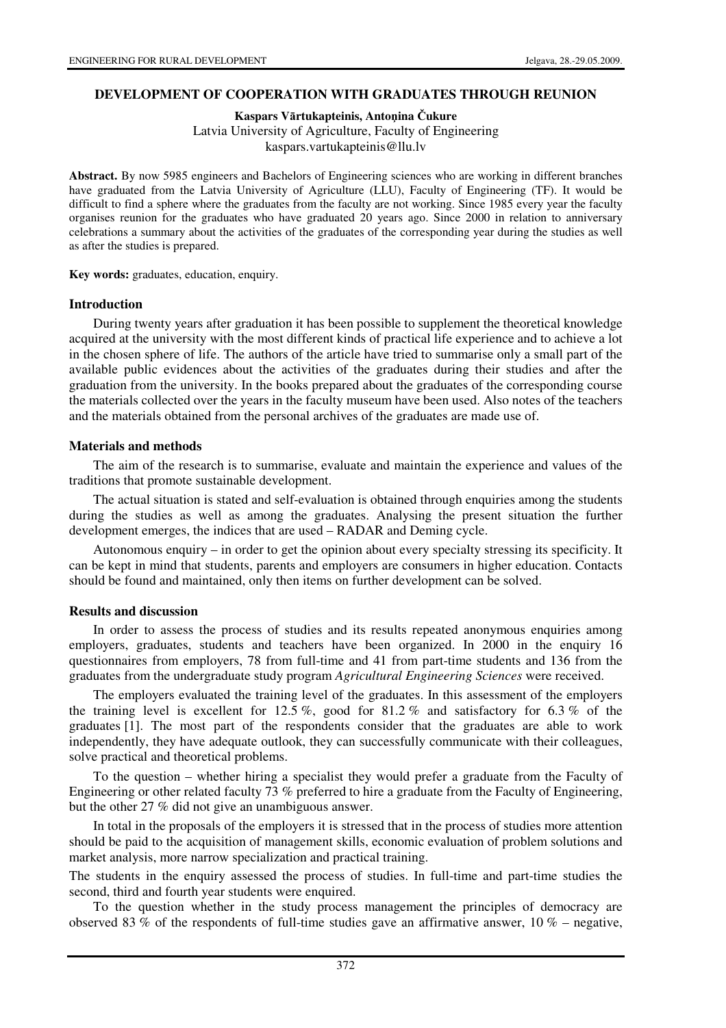# DEVELOPMENT OF COOPERATION WITH GRADUATES THROUGH REUNION

**Kaspars Vārtukapteinis, Antoņina Čukure**
Latvia University of Agriculture, Faculty of Engineering
kaspars.vartukapteinis@llu.lv

**Abstract.** By now 5985 engineers and Bachelors of Engineering sciences who are working in different branches have graduated from the Latvia University of Agriculture (LLU), Faculty of Engineering (TF). It would be difficult to find a sphere where the graduates from the faculty are not working. Since 1985 every year the faculty organises reunion for the graduates who have graduated 20 years ago. Since 2000 in relation to anniversary celebrations a summary about the activities of the graduates of the corresponding year during the studies as well as after the studies is prepared.

**Key words:** graduates, education, enquiry.

## Introduction

During twenty years after graduation it has been possible to supplement the theoretical knowledge acquired at the university with the most different kinds of practical life experience and to achieve a lot in the chosen sphere of life. The authors of the article have tried to summarise only a small part of the available public evidences about the activities of the graduates during their studies and after the graduation from the university. In the books prepared about the graduates of the corresponding course the materials collected over the years in the faculty museum have been used. Also notes of the teachers and the materials obtained from the personal archives of the graduates are made use of.

## Materials and methods

The aim of the research is to summarise, evaluate and maintain the experience and values of the traditions that promote sustainable development.

The actual situation is stated and self-evaluation is obtained through enquiries among the students during the studies as well as among the graduates. Analysing the present situation the further development emerges, the indices that are used – RADAR and Deming cycle.

Autonomous enquiry – in order to get the opinion about every specialty stressing its specificity. It can be kept in mind that students, parents and employers are consumers in higher education. Contacts should be found and maintained, only then items on further development can be solved.

## Results and discussion

In order to assess the process of studies and its results repeated anonymous enquiries among employers, graduates, students and teachers have been organized. In 2000 in the enquiry 16 questionnaires from employers, 78 from full-time and 41 from part-time students and 136 from the graduates from the undergraduate study program *Agricultural Engineering Sciences* were received.

The employers evaluated the training level of the graduates. In this assessment of the employers the training level is excellent for 12.5 %, good for 81.2 % and satisfactory for 6.3 % of the graduates [1]. The most part of the respondents consider that the graduates are able to work independently, they have adequate outlook, they can successfully communicate with their colleagues, solve practical and theoretical problems.

To the question – whether hiring a specialist they would prefer a graduate from the Faculty of Engineering or other related faculty 73 % preferred to hire a graduate from the Faculty of Engineering, but the other 27 % did not give an unambiguous answer.

In total in the proposals of the employers it is stressed that in the process of studies more attention should be paid to the acquisition of management skills, economic evaluation of problem solutions and market analysis, more narrow specialization and practical training.

The students in the enquiry assessed the process of studies. In full-time and part-time studies the second, third and fourth year students were enquired.

To the question whether in the study process management the principles of democracy are observed 83 % of the respondents of full-time studies gave an affirmative answer, 10 % – negative,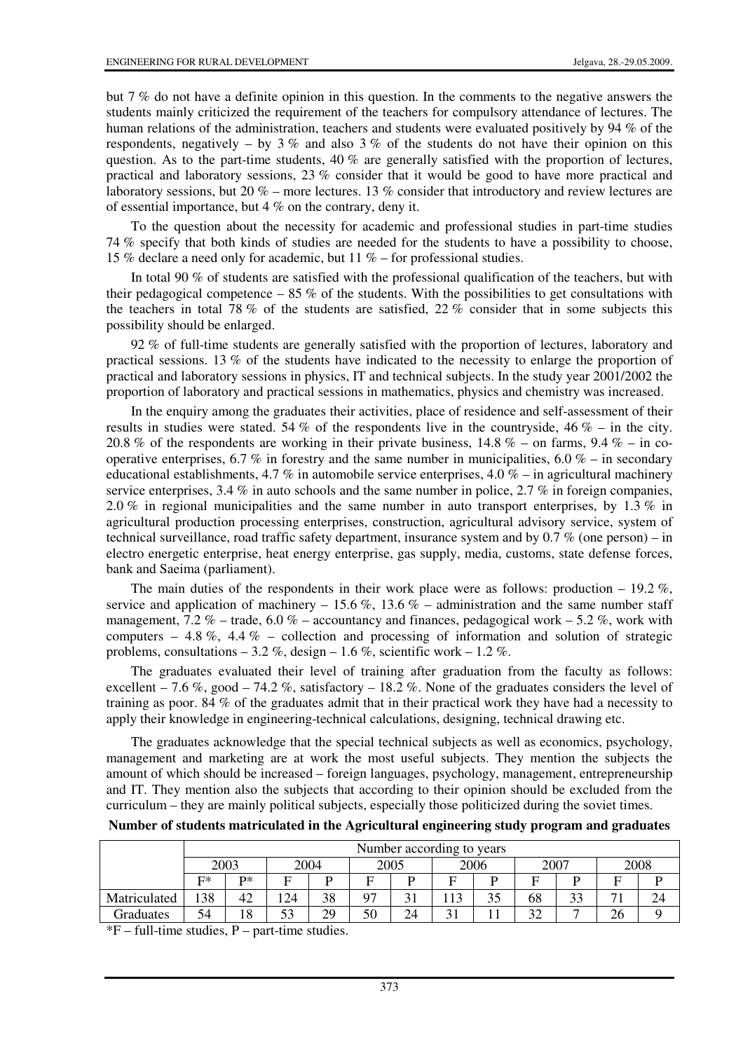but 7 % do not have a definite opinion in this question. In the comments to the negative answers the students mainly criticized the requirement of the teachers for compulsory attendance of lectures. The human relations of the administration, teachers and students were evaluated positively by 94 % of the respondents, negatively – by 3 % and also 3 % of the students do not have their opinion on this question. As to the part-time students, 40 % are generally satisfied with the proportion of lectures, practical and laboratory sessions, 23 % consider that it would be good to have more practical and laboratory sessions, but 20 % – more lectures. 13 % consider that introductory and review lectures are of essential importance, but 4 % on the contrary, deny it.

To the question about the necessity for academic and professional studies in part-time studies 74 % specify that both kinds of studies are needed for the students to have a possibility to choose, 15 % declare a need only for academic, but 11 % – for professional studies.

In total 90 % of students are satisfied with the professional qualification of the teachers, but with their pedagogical competence – 85 % of the students. With the possibilities to get consultations with the teachers in total 78 % of the students are satisfied, 22 % consider that in some subjects this possibility should be enlarged.

92 % of full-time students are generally satisfied with the proportion of lectures, laboratory and practical sessions. 13 % of the students have indicated to the necessity to enlarge the proportion of practical and laboratory sessions in physics, IT and technical subjects. In the study year 2001/2002 the proportion of laboratory and practical sessions in mathematics, physics and chemistry was increased.

In the enquiry among the graduates their activities, place of residence and self-assessment of their results in studies were stated. 54 % of the respondents live in the countryside, 46 % – in the city. 20.8 % of the respondents are working in their private business, 14.8 % – on farms, 9.4 % – in co-operative enterprises, 6.7 % in forestry and the same number in municipalities, 6.0 % – in secondary educational establishments, 4.7 % in automobile service enterprises, 4.0 % – in agricultural machinery service enterprises, 3.4 % in auto schools and the same number in police, 2.7 % in foreign companies, 2.0 % in regional municipalities and the same number in auto transport enterprises, by 1.3 % in agricultural production processing enterprises, construction, agricultural advisory service, system of technical surveillance, road traffic safety department, insurance system and by 0.7 % (one person) – in electro energetic enterprise, heat energy enterprise, gas supply, media, customs, state defense forces, bank and Saeima (parliament).

The main duties of the respondents in their work place were as follows: production – 19.2 %, service and application of machinery – 15.6 %, 13.6 % – administration and the same number staff management, 7.2 % – trade, 6.0 % – accountancy and finances, pedagogical work – 5.2 %, work with computers – 4.8 %, 4.4 % – collection and processing of information and solution of strategic problems, consultations – 3.2 %, design – 1.6 %, scientific work – 1.2 %.

The graduates evaluated their level of training after graduation from the faculty as follows: excellent – 7.6 %, good – 74.2 %, satisfactory – 18.2 %. None of the graduates considers the level of training as poor. 84 % of the graduates admit that in their practical work they have had a necessity to apply their knowledge in engineering-technical calculations, designing, technical drawing etc.

The graduates acknowledge that the special technical subjects as well as economics, psychology, management and marketing are at work the most useful subjects. They mention the subjects the amount of which should be increased – foreign languages, psychology, management, entrepreneurship and IT. They mention also the subjects that according to their opinion should be excluded from the curriculum – they are mainly political subjects, especially those politicized during the soviet times.

**Number of students matriculated in the Agricultural engineering study program and graduates**

| | Number according to years | | | | | | | | | | | |
|---|---|---|---|---|---|---|---|---|---|---|---|---|
| | 2003 | | 2004 | | 2005 | | 2006 | | 2007 | | 2008 | |
| | F* | P* | F | P | F | P | F | P | F | P | F | P |
| Matriculated | 138 | 42 | 124 | 38 | 97 | 31 | 113 | 35 | 68 | 33 | 71 | 24 |
| Graduates | 54 | 18 | 53 | 29 | 50 | 24 | 31 | 11 | 32 | 7 | 26 | 9 |

*F – full-time studies, P – part-time studies.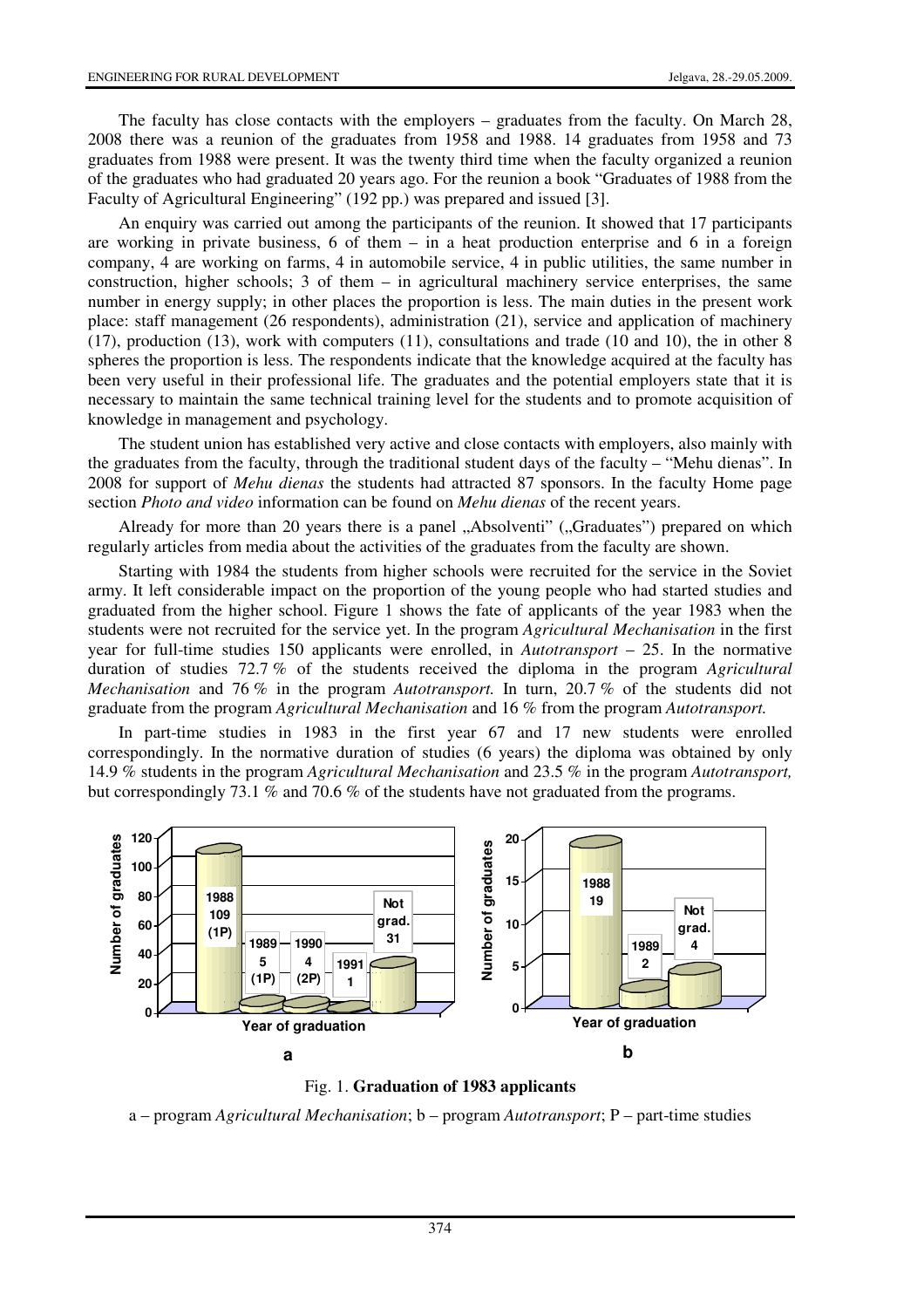The faculty has close contacts with the employers – graduates from the faculty. On March 28, 2008 there was a reunion of the graduates from 1958 and 1988. 14 graduates from 1958 and 73 graduates from 1988 were present. It was the twenty third time when the faculty organized a reunion of the graduates who had graduated 20 years ago. For the reunion a book "Graduates of 1988 from the Faculty of Agricultural Engineering" (192 pp.) was prepared and issued [3].

An enquiry was carried out among the participants of the reunion. It showed that 17 participants are working in private business, 6 of them – in a heat production enterprise and 6 in a foreign company, 4 are working on farms, 4 in automobile service, 4 in public utilities, the same number in construction, higher schools; 3 of them – in agricultural machinery service enterprises, the same number in energy supply; in other places the proportion is less. The main duties in the present work place: staff management (26 respondents), administration (21), service and application of machinery (17), production (13), work with computers (11), consultations and trade (10 and 10), the in other 8 spheres the proportion is less. The respondents indicate that the knowledge acquired at the faculty has been very useful in their professional life. The graduates and the potential employers state that it is necessary to maintain the same technical training level for the students and to promote acquisition of knowledge in management and psychology.

The student union has established very active and close contacts with employers, also mainly with the graduates from the faculty, through the traditional student days of the faculty – "Mehu dienas". In 2008 for support of *Mehu dienas* the students had attracted 87 sponsors. In the faculty Home page section *Photo and video* information can be found on *Mehu dienas* of the recent years.

Already for more than 20 years there is a panel „Absolventi" („Graduates") prepared on which regularly articles from media about the activities of the graduates from the faculty are shown.

Starting with 1984 the students from higher schools were recruited for the service in the Soviet army. It left considerable impact on the proportion of the young people who had started studies and graduated from the higher school. Figure 1 shows the fate of applicants of the year 1983 when the students were not recruited for the service yet. In the program *Agricultural Mechanisation* in the first year for full-time studies 150 applicants were enrolled, in *Autotransport* – 25. In the normative duration of studies 72.7 % of the students received the diploma in the program *Agricultural Mechanisation* and 76 % in the program *Autotransport.* In turn, 20.7 % of the students did not graduate from the program *Agricultural Mechanisation* and 16 % from the program *Autotransport.*

In part-time studies in 1983 in the first year 67 and 17 new students were enrolled correspondingly. In the normative duration of studies (6 years) the diploma was obtained by only 14.9 % students in the program *Agricultural Mechanisation* and 23.5 % in the program *Autotransport,* but correspondingly 73.1 % and 70.6 % of the students have not graduated from the programs.

Fig. 1. **Graduation of 1983 applicants**

a – program *Agricultural Mechanisation*; b – program *Autotransport*; P – part-time studies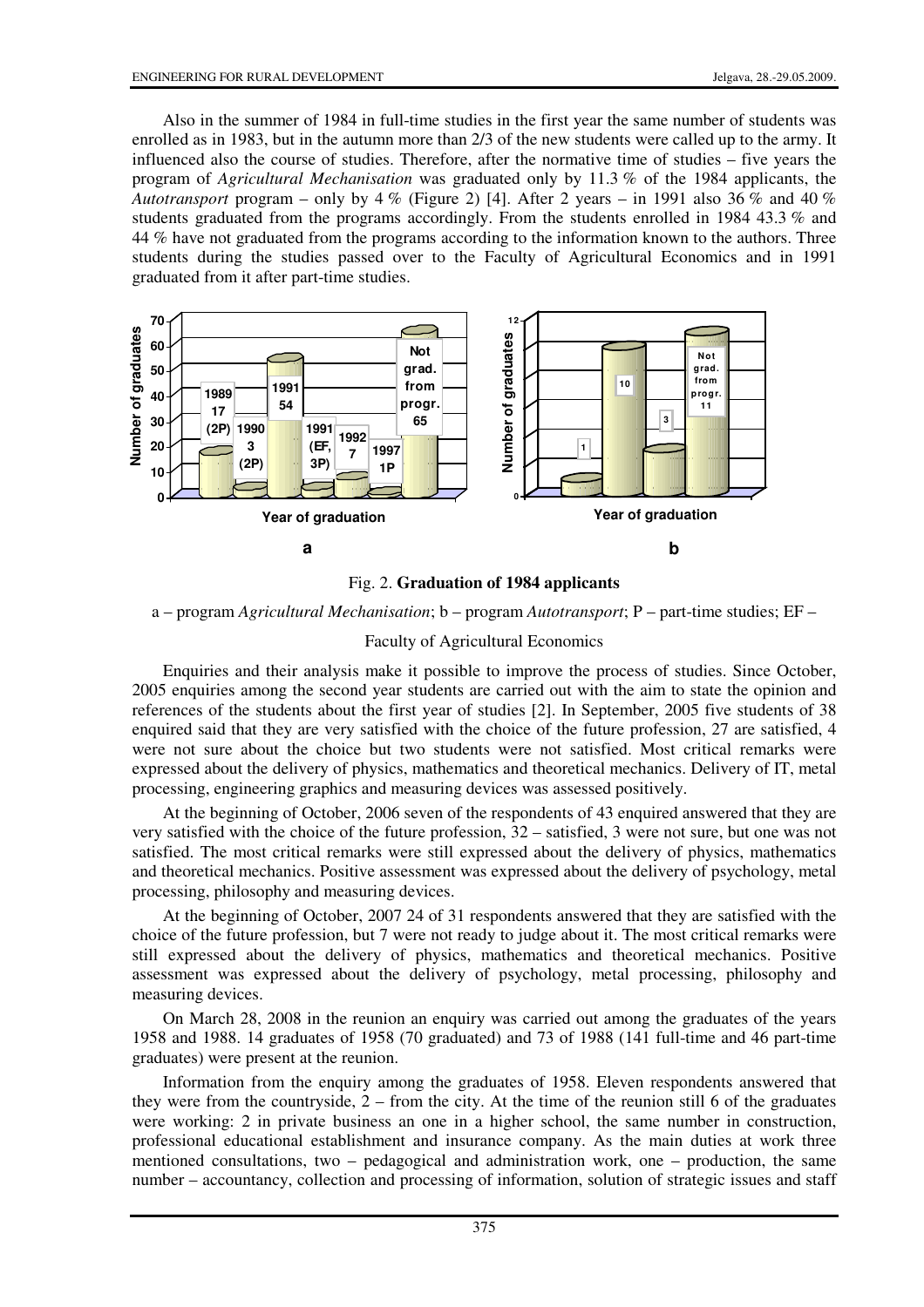Also in the summer of 1984 in full-time studies in the first year the same number of students was enrolled as in 1983, but in the autumn more than 2/3 of the new students were called up to the army. It influenced also the course of studies. Therefore, after the normative time of studies – five years the program of *Agricultural Mechanisation* was graduated only by 11.3 % of the 1984 applicants, the *Autotransport* program – only by 4 % (Figure 2) [4]. After 2 years – in 1991 also 36 % and 40 % students graduated from the programs accordingly. From the students enrolled in 1984 43.3 % and 44 % have not graduated from the programs according to the information known to the authors. Three students during the studies passed over to the Faculty of Agricultural Economics and in 1991 graduated from it after part-time studies.

Fig. 2. **Graduation of 1984 applicants**

a – program *Agricultural Mechanisation*; b – program *Autotransport*; P – part-time studies; EF – Faculty of Agricultural Economics

Enquiries and their analysis make it possible to improve the process of studies. Since October, 2005 enquiries among the second year students are carried out with the aim to state the opinion and references of the students about the first year of studies [2]. In September, 2005 five students of 38 enquired said that they are very satisfied with the choice of the future profession, 27 are satisfied, 4 were not sure about the choice but two students were not satisfied. Most critical remarks were expressed about the delivery of physics, mathematics and theoretical mechanics. Delivery of IT, metal processing, engineering graphics and measuring devices was assessed positively.

At the beginning of October, 2006 seven of the respondents of 43 enquired answered that they are very satisfied with the choice of the future profession, 32 – satisfied, 3 were not sure, but one was not satisfied. The most critical remarks were still expressed about the delivery of physics, mathematics and theoretical mechanics. Positive assessment was expressed about the delivery of psychology, metal processing, philosophy and measuring devices.

At the beginning of October, 2007 24 of 31 respondents answered that they are satisfied with the choice of the future profession, but 7 were not ready to judge about it. The most critical remarks were still expressed about the delivery of physics, mathematics and theoretical mechanics. Positive assessment was expressed about the delivery of psychology, metal processing, philosophy and measuring devices.

On March 28, 2008 in the reunion an enquiry was carried out among the graduates of the years 1958 and 1988. 14 graduates of 1958 (70 graduated) and 73 of 1988 (141 full-time and 46 part-time graduates) were present at the reunion.

Information from the enquiry among the graduates of 1958. Eleven respondents answered that they were from the countryside, 2 – from the city. At the time of the reunion still 6 of the graduates were working: 2 in private business an one in a higher school, the same number in construction, professional educational establishment and insurance company. As the main duties at work three mentioned consultations, two – pedagogical and administration work, one – production, the same number – accountancy, collection and processing of information, solution of strategic issues and staff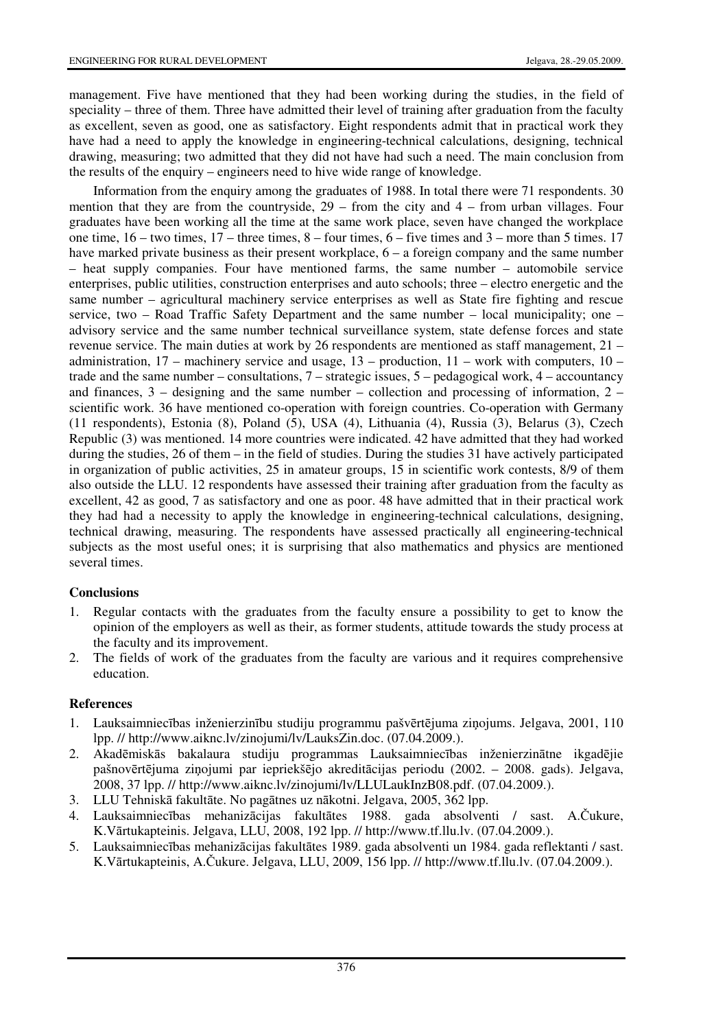management. Five have mentioned that they had been working during the studies, in the field of speciality – three of them. Three have admitted their level of training after graduation from the faculty as excellent, seven as good, one as satisfactory. Eight respondents admit that in practical work they have had a need to apply the knowledge in engineering-technical calculations, designing, technical drawing, measuring; two admitted that they did not have had such a need. The main conclusion from the results of the enquiry – engineers need to hive wide range of knowledge.

Information from the enquiry among the graduates of 1988. In total there were 71 respondents. 30 mention that they are from the countryside, 29 – from the city and 4 – from urban villages. Four graduates have been working all the time at the same work place, seven have changed the workplace one time, 16 – two times, 17 – three times, 8 – four times, 6 – five times and 3 – more than 5 times. 17 have marked private business as their present workplace, 6 – a foreign company and the same number – heat supply companies. Four have mentioned farms, the same number – automobile service enterprises, public utilities, construction enterprises and auto schools; three – electro energetic and the same number – agricultural machinery service enterprises as well as State fire fighting and rescue service, two – Road Traffic Safety Department and the same number – local municipality; one – advisory service and the same number technical surveillance system, state defense forces and state revenue service. The main duties at work by 26 respondents are mentioned as staff management, 21 – administration, 17 – machinery service and usage, 13 – production, 11 – work with computers, 10 – trade and the same number – consultations, 7 – strategic issues, 5 – pedagogical work, 4 – accountancy and finances, 3 – designing and the same number – collection and processing of information, 2 – scientific work. 36 have mentioned co-operation with foreign countries. Co-operation with Germany (11 respondents), Estonia (8), Poland (5), USA (4), Lithuania (4), Russia (3), Belarus (3), Czech Republic (3) was mentioned. 14 more countries were indicated. 42 have admitted that they had worked during the studies, 26 of them – in the field of studies. During the studies 31 have actively participated in organization of public activities, 25 in amateur groups, 15 in scientific work contests, 8/9 of them also outside the LLU. 12 respondents have assessed their training after graduation from the faculty as excellent, 42 as good, 7 as satisfactory and one as poor. 48 have admitted that in their practical work they had had a necessity to apply the knowledge in engineering-technical calculations, designing, technical drawing, measuring. The respondents have assessed practically all engineering-technical subjects as the most useful ones; it is surprising that also mathematics and physics are mentioned several times.

**Conclusions**

1. Regular contacts with the graduates from the faculty ensure a possibility to get to know the opinion of the employers as well as their, as former students, attitude towards the study process at the faculty and its improvement.
2. The fields of work of the graduates from the faculty are various and it requires comprehensive education.

**References**

1. Lauksaimniecības inženierzinību studiju programmu pašvērtējuma ziņojums. Jelgava, 2001, 110 lpp. // http://www.aiknc.lv/zinojumi/lv/LauksZin.doc. (07.04.2009.).
2. Akadēmiskās bakalaura studiju programmas Lauksaimniecības inženierzinātne ikgadējie pašnovērtējuma ziņojumi par iepriekšējo akreditācijas periodu (2002. – 2008. gads). Jelgava, 2008, 37 lpp. // http://www.aiknc.lv/zinojumi/lv/LLULaukInzB08.pdf. (07.04.2009.).
3. LLU Tehniskā fakultāte. No pagātnes uz nākotni. Jelgava, 2005, 362 lpp.
4. Lauksaimniecības mehanizācijas fakultātes 1988. gada absolventi / sast. A.Čukure, K.Vārtukapteinis. Jelgava, LLU, 2008, 192 lpp. // http://www.tf.llu.lv. (07.04.2009.).
5. Lauksaimniecības mehanizācijas fakultātes 1989. gada absolventi un 1984. gada reflektanti / sast. K.Vārtukapteinis, A.Čukure. Jelgava, LLU, 2009, 156 lpp. // http://www.tf.llu.lv. (07.04.2009.).